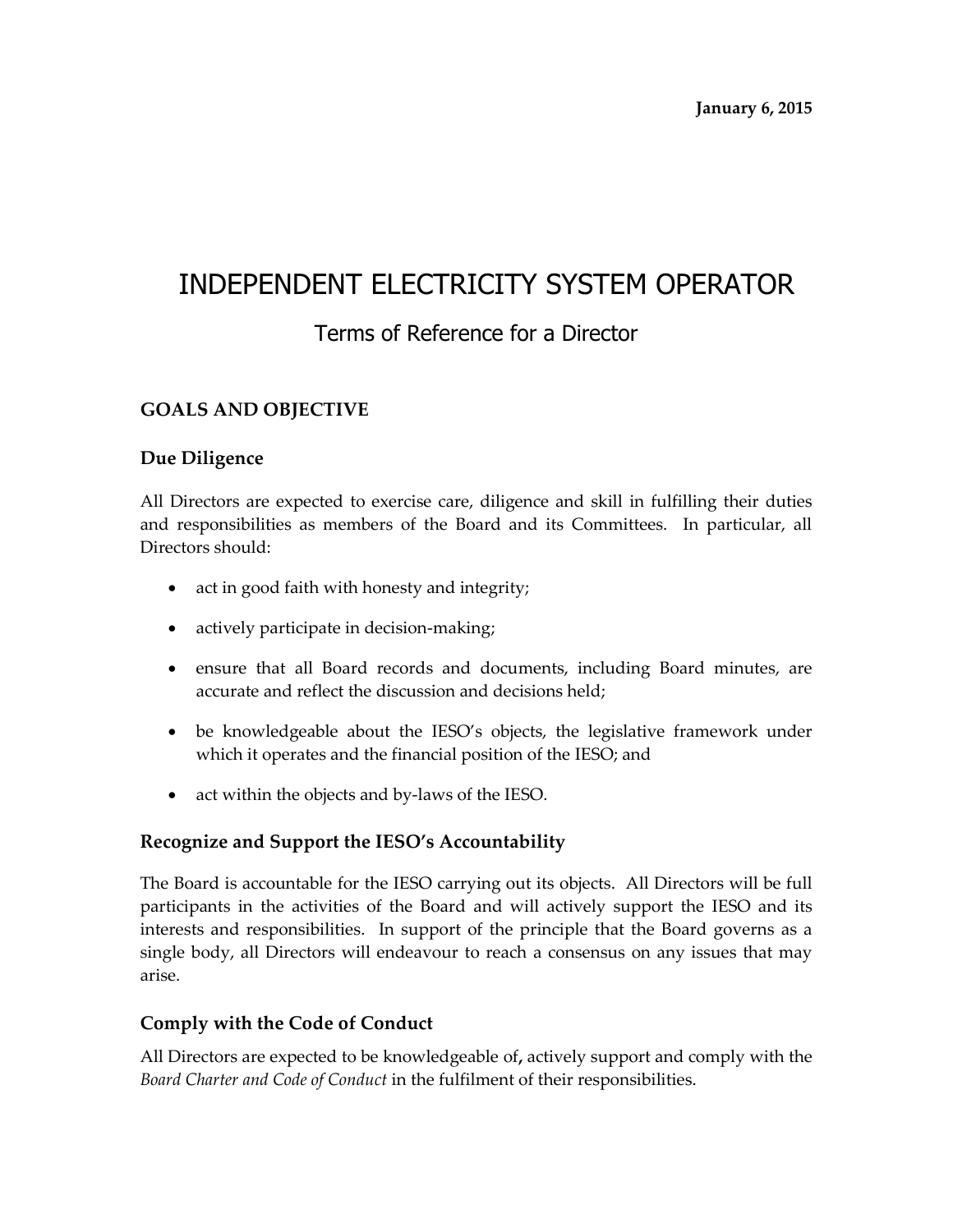**January 6, 2015**

# INDEPENDENT ELECTRICITY SYSTEM OPERATOR

## Terms of Reference for a Director

### GOALS AND OBJECTIVE

### Due Diligence

All Directors are expected to exercise care, diligence and skill in fulfilling their duties and responsibilities as members of the Board and its Committees. In particular, all Directors should:

- act in good faith with honesty and integrity;
- actively participate in decision-making;
- ensure that all Board records and documents, including Board minutes, are accurate and reflect the discussion and decisions held;
- be knowledgeable about the IESO's objects, the legislative framework under which it operates and the financial position of the IESO; and
- act within the objects and by-laws of the IESO.

### Recognize and Support the IESO's Accountability

The Board is accountable for the IESO carrying out its objects. All Directors will be full participants in the activities of the Board and will actively support the IESO and its interests and responsibilities. In support of the principle that the Board governs as a single body, all Directors will endeavour to reach a consensus on any issues that may arise.

### Comply with the Code of Conduct

All Directors are expected to be knowledgeable of**,** actively support and comply with the *Board Charter and Code of Conduct* in the fulfilment of their responsibilities.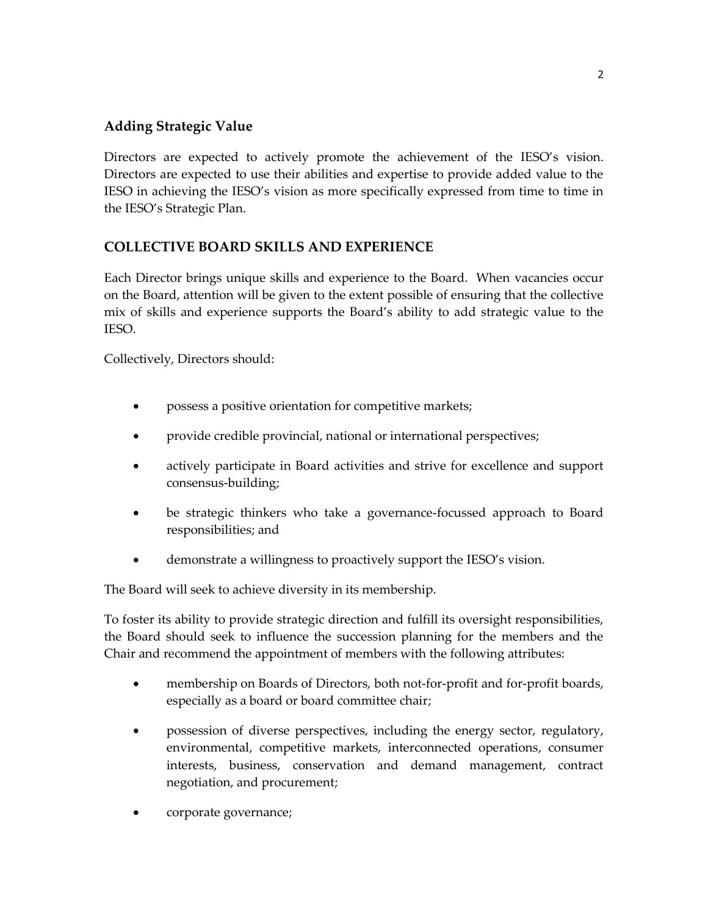### Adding Strategic Value

Directors are expected to actively promote the achievement of the IESO's vision. Directors are expected to use their abilities and expertise to provide added value to the IESO in achieving the IESO's vision as more specifically expressed from time to time in the IESO's Strategic Plan.

## COLLECTIVE BOARD SKILLS AND EXPERIENCE

Each Director brings unique skills and experience to the Board. When vacancies occur on the Board, attention will be given to the extent possible of ensuring that the collective mix of skills and experience supports the Board's ability to add strategic value to the IESO.

Collectively, Directors should:

- possess a positive orientation for competitive markets;
- provide credible provincial, national or international perspectives;
- actively participate in Board activities and strive for excellence and support consensus-building;
- be strategic thinkers who take a governance-focussed approach to Board responsibilities; and
- demonstrate a willingness to proactively support the IESO's vision.

The Board will seek to achieve diversity in its membership.

To foster its ability to provide strategic direction and fulfill its oversight responsibilities, the Board should seek to influence the succession planning for the members and the Chair and recommend the appointment of members with the following attributes:

- membership on Boards of Directors, both not-for-profit and for-profit boards, especially as a board or board committee chair;
- possession of diverse perspectives, including the energy sector, regulatory, environmental, competitive markets, interconnected operations, consumer interests, business, conservation and demand management, contract negotiation, and procurement;
- corporate governance;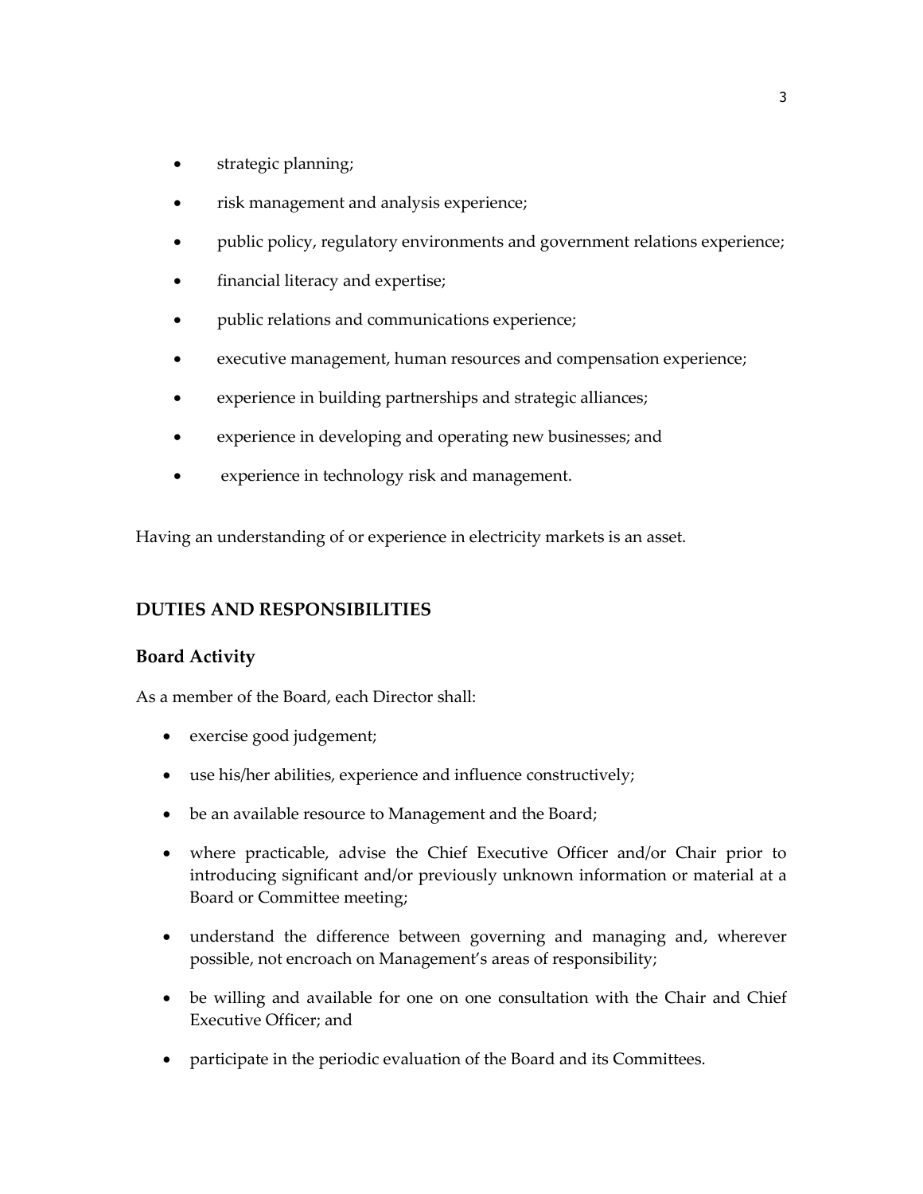- strategic planning;
- risk management and analysis experience;
- public policy, regulatory environments and government relations experience;
- financial literacy and expertise;
- public relations and communications experience;
- executive management, human resources and compensation experience;
- experience in building partnerships and strategic alliances;
- experience in developing and operating new businesses; and
- experience in technology risk and management.

Having an understanding of or experience in electricity markets is an asset.

## DUTIES AND RESPONSIBILITIES

### Board Activity

As a member of the Board, each Director shall:

- exercise good judgement;
- use his/her abilities, experience and influence constructively;
- be an available resource to Management and the Board;
- where practicable, advise the Chief Executive Officer and/or Chair prior to introducing significant and/or previously unknown information or material at a Board or Committee meeting;
- understand the difference between governing and managing and, wherever possible, not encroach on Management's areas of responsibility;
- be willing and available for one on one consultation with the Chair and Chief Executive Officer; and
- participate in the periodic evaluation of the Board and its Committees.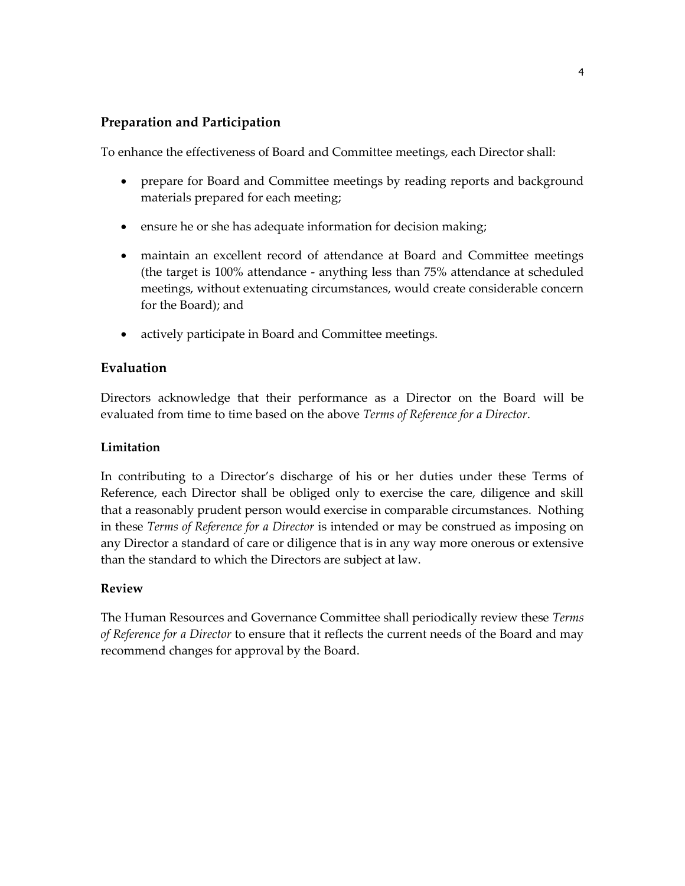## Preparation and Participation

To enhance the effectiveness of Board and Committee meetings, each Director shall:

- prepare for Board and Committee meetings by reading reports and background materials prepared for each meeting;
- ensure he or she has adequate information for decision making;
- maintain an excellent record of attendance at Board and Committee meetings (the target is 100% attendance - anything less than 75% attendance at scheduled meetings, without extenuating circumstances, would create considerable concern for the Board); and
- actively participate in Board and Committee meetings.

## Evaluation

Directors acknowledge that their performance as a Director on the Board will be evaluated from time to time based on the above *Terms of Reference for a Director*.

### Limitation

In contributing to a Director's discharge of his or her duties under these Terms of Reference, each Director shall be obliged only to exercise the care, diligence and skill that a reasonably prudent person would exercise in comparable circumstances. Nothing in these *Terms of Reference for a Director* is intended or may be construed as imposing on any Director a standard of care or diligence that is in any way more onerous or extensive than the standard to which the Directors are subject at law.

### Review

The Human Resources and Governance Committee shall periodically review these *Terms of Reference for a Director* to ensure that it reflects the current needs of the Board and may recommend changes for approval by the Board.